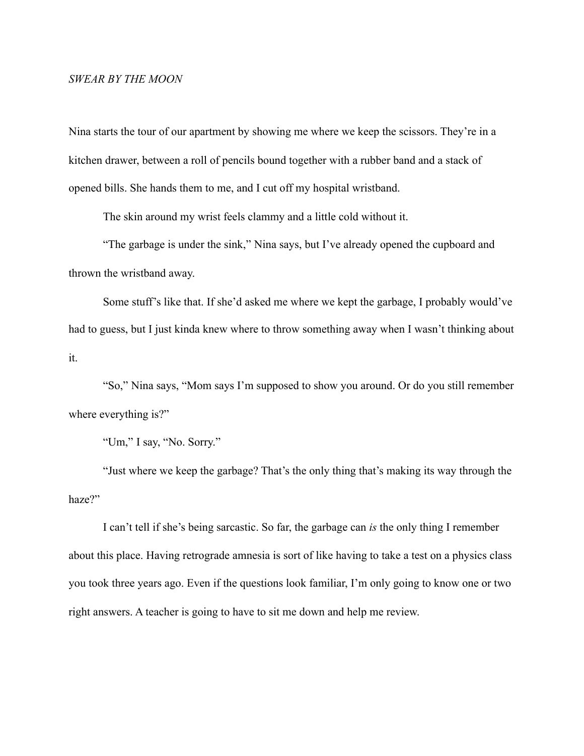*SWEAR BY THE MOON*

Nina starts the tour of our apartment by showing me where we keep the scissors. They're in a kitchen drawer, between a roll of pencils bound together with a rubber band and a stack of opened bills. She hands them to me, and I cut off my hospital wristband.

The skin around my wrist feels clammy and a little cold without it.

"The garbage is under the sink," Nina says, but I've already opened the cupboard and thrown the wristband away.

Some stuff's like that. If she'd asked me where we kept the garbage, I probably would've had to guess, but I just kinda knew where to throw something away when I wasn't thinking about it.

"So," Nina says, "Mom says I'm supposed to show you around. Or do you still remember where everything is?"

"Um," I say, "No. Sorry."

"Just where we keep the garbage? That's the only thing that's making its way through the haze?"

I can't tell if she's being sarcastic. So far, the garbage can *is* the only thing I remember about this place. Having retrograde amnesia is sort of like having to take a test on a physics class you took three years ago. Even if the questions look familiar, I'm only going to know one or two right answers. A teacher is going to have to sit me down and help me review.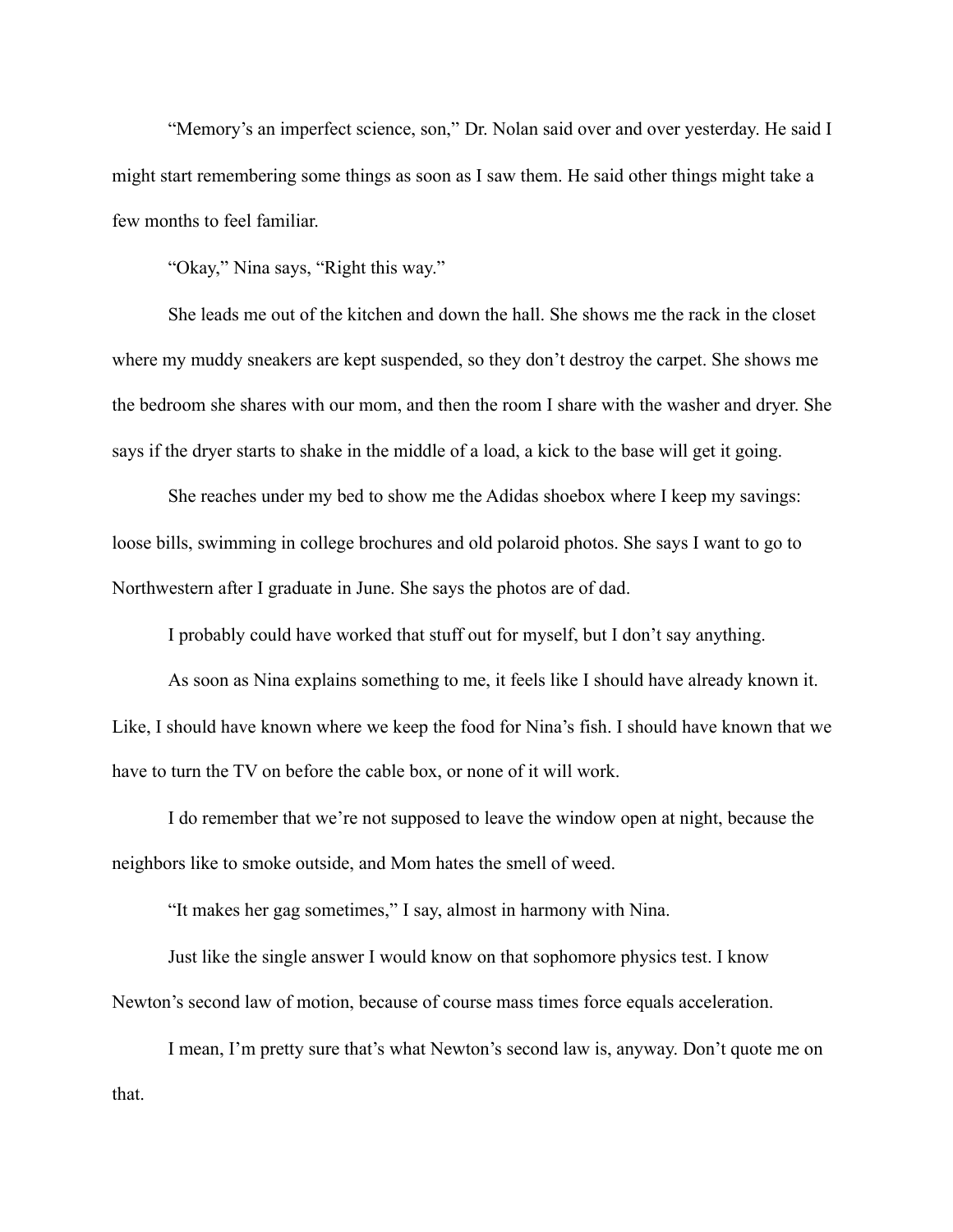"Memory's an imperfect science, son," Dr. Nolan said over and over yesterday. He said I might start remembering some things as soon as I saw them. He said other things might take a few months to feel familiar.

"Okay," Nina says, "Right this way."

She leads me out of the kitchen and down the hall. She shows me the rack in the closet where my muddy sneakers are kept suspended, so they don't destroy the carpet. She shows me the bedroom she shares with our mom, and then the room I share with the washer and dryer. She says if the dryer starts to shake in the middle of a load, a kick to the base will get it going.

She reaches under my bed to show me the Adidas shoebox where I keep my savings: loose bills, swimming in college brochures and old polaroid photos. She says I want to go to Northwestern after I graduate in June. She says the photos are of dad.

I probably could have worked that stuff out for myself, but I don't say anything.

As soon as Nina explains something to me, it feels like I should have already known it. Like, I should have known where we keep the food for Nina's fish. I should have known that we have to turn the TV on before the cable box, or none of it will work.

I do remember that we're not supposed to leave the window open at night, because the neighbors like to smoke outside, and Mom hates the smell of weed.

"It makes her gag sometimes," I say, almost in harmony with Nina.

Just like the single answer I would know on that sophomore physics test. I know Newton's second law of motion, because of course mass times force equals acceleration.

I mean, I'm pretty sure that's what Newton's second law is, anyway. Don't quote me on that.